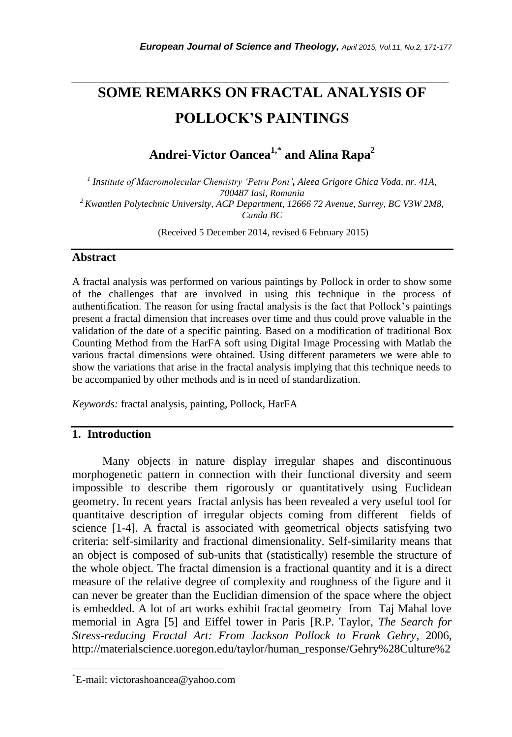# SOME REMARKS ON FRACTAL ANALYSIS OF POLLOCK'S PAINTINGS

## Andrei-Victor Oancea[1,*] and Alina Rapa[2]

[1] *Institute of Macromolecular Chemistry 'Petru Poni', Aleea Grigore Ghica Voda, nr. 41A, 700487 Iasi, Romania*
[2] *Kwantlen Polytechnic University, ACP Department, 12666 72 Avenue, Surrey, BC V3W 2M8, Canda BC*

(Received 5 December 2014, revised 6 February 2015)

## Abstract

A fractal analysis was performed on various paintings by Pollock in order to show some of the challenges that are involved in using this technique in the process of authentification. The reason for using fractal analysis is the fact that Pollock's paintings present a fractal dimension that increases over time and thus could prove valuable in the validation of the date of a specific painting. Based on a modification of traditional Box Counting Method from the HarFA soft using Digital Image Processing with Matlab the various fractal dimensions were obtained. Using different parameters we were able to show the variations that arise in the fractal analysis implying that this technique needs to be accompanied by other methods and is in need of standardization.

*Keywords:* fractal analysis, painting, Pollock, HarFA

## 1. Introduction

Many objects in nature display irregular shapes and discontinuous morphogenetic pattern in connection with their functional diversity and seem impossible to describe them rigorously or quantitatively using Euclidean geometry. In recent years fractal anlysis has been revealed a very useful tool for quantitaive description of irregular objects coming from different fields of science [1-4]. A fractal is associated with geometrical objects satisfying two criteria: self-similarity and fractional dimensionality. Self-similarity means that an object is composed of sub-units that (statistically) resemble the structure of the whole object. The fractal dimension is a fractional quantity and it is a direct measure of the relative degree of complexity and roughness of the figure and it can never be greater than the Euclidian dimension of the space where the object is embedded. A lot of art works exhibit fractal geometry from Taj Mahal love memorial in Agra [5] and Eiffel tower in Paris [R.P. Taylor, *The Search for Stress-reducing Fractal Art: From Jackson Pollock to Frank Gehry*, 2006, http://materialscience.uoregon.edu/taylor/human_response/Gehry%28Culture%2

---

*E-mail: victorashoancea@yahoo.com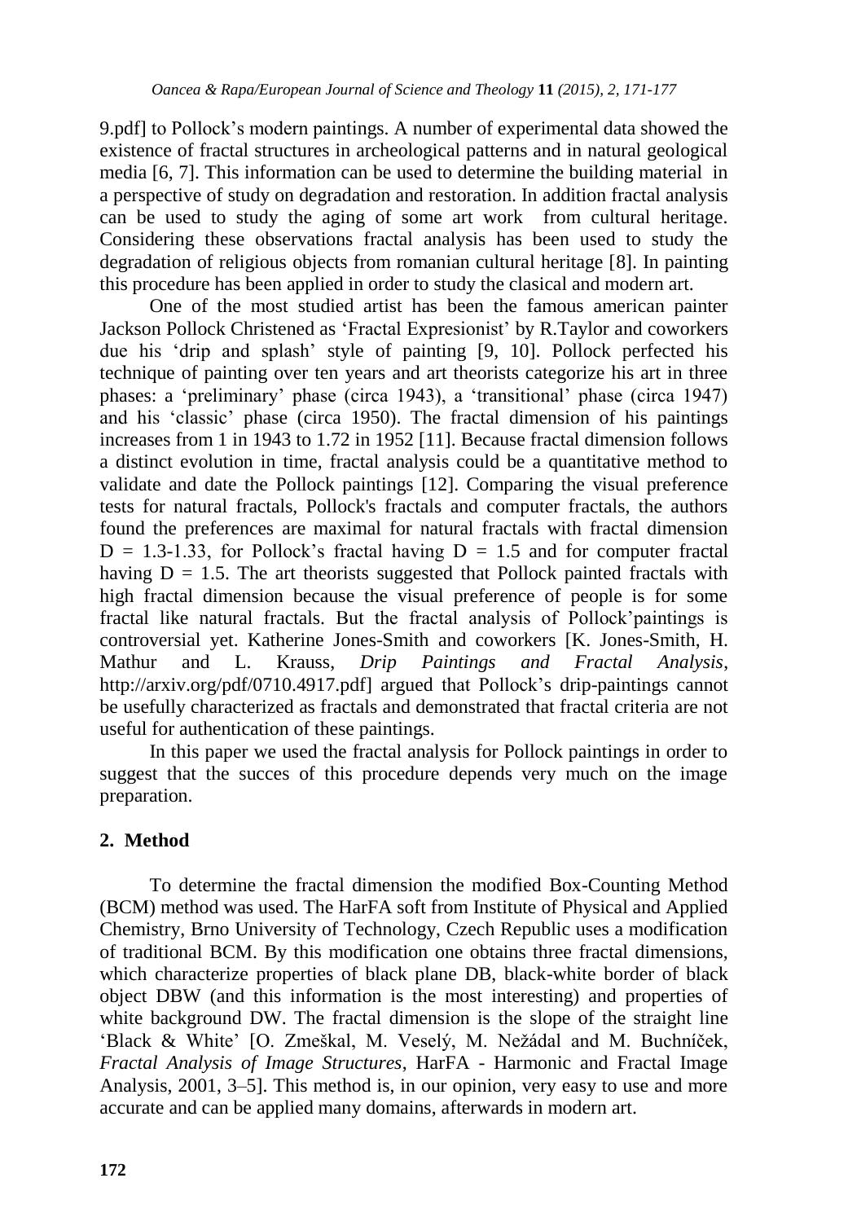9.pdf] to Pollock's modern paintings. A number of experimental data showed the existence of fractal structures in archeological patterns and in natural geological media [6, 7]. This information can be used to determine the building material in a perspective of study on degradation and restoration. In addition fractal analysis can be used to study the aging of some art work from cultural heritage. Considering these observations fractal analysis has been used to study the degradation of religious objects from romanian cultural heritage [8]. In painting this procedure has been applied in order to study the clasical and modern art.

One of the most studied artist has been the famous american painter Jackson Pollock Christened as 'Fractal Expresionist' by R.Taylor and coworkers due his 'drip and splash' style of painting [9, 10]. Pollock perfected his technique of painting over ten years and art theorists categorize his art in three phases: a 'preliminary' phase (circa 1943), a 'transitional' phase (circa 1947) and his 'classic' phase (circa 1950). The fractal dimension of his paintings increases from 1 in 1943 to 1.72 in 1952 [11]. Because fractal dimension follows a distinct evolution in time, fractal analysis could be a quantitative method to validate and date the Pollock paintings [12]. Comparing the visual preference tests for natural fractals, Pollock's fractals and computer fractals, the authors found the preferences are maximal for natural fractals with fractal dimension $D = 1.3\text{-}1.33$, for Pollock's fractal having $D = 1.5$ and for computer fractal having $D = 1.5$. The art theorists suggested that Pollock painted fractals with high fractal dimension because the visual preference of people is for some fractal like natural fractals. But the fractal analysis of Pollock'paintings is controversial yet. Katherine Jones-Smith and coworkers [K. Jones-Smith, H. Mathur and L. Krauss, *Drip Paintings and Fractal Analysis*, http://arxiv.org/pdf/0710.4917.pdf] argued that Pollock's drip-paintings cannot be usefully characterized as fractals and demonstrated that fractal criteria are not useful for authentication of these paintings.

In this paper we used the fractal analysis for Pollock paintings in order to suggest that the succes of this procedure depends very much on the image preparation.

## 2. Method

To determine the fractal dimension the modified Box-Counting Method (BCM) method was used. The HarFA soft from Institute of Physical and Applied Chemistry, Brno University of Technology, Czech Republic uses a modification of traditional BCM. By this modification one obtains three fractal dimensions, which characterize properties of black plane DB, black-white border of black object DBW (and this information is the most interesting) and properties of white background DW. The fractal dimension is the slope of the straight line 'Black & White' [O. Zmeškal, M. Veselý, M. Nežádal and M. Buchníček, *Fractal Analysis of Image Structures*, HarFA - Harmonic and Fractal Image Analysis, 2001, 3–5]. This method is, in our opinion, very easy to use and more accurate and can be applied many domains, afterwards in modern art.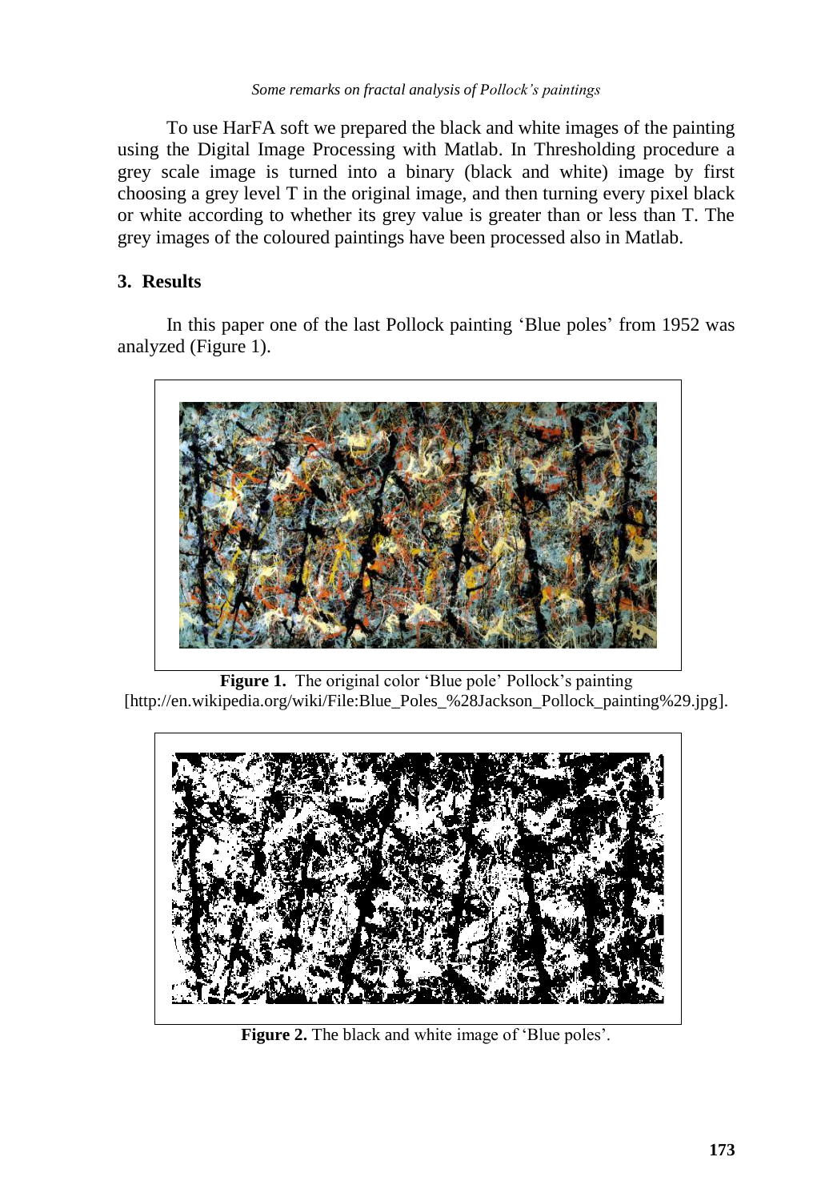To use HarFA soft we prepared the black and white images of the painting using the Digital Image Processing with Matlab. In Thresholding procedure a grey scale image is turned into a binary (black and white) image by first choosing a grey level T in the original image, and then turning every pixel black or white according to whether its grey value is greater than or less than T. The grey images of the coloured paintings have been processed also in Matlab.

## 3. Results

In this paper one of the last Pollock painting 'Blue poles' from 1952 was analyzed (Figure 1).

**Figure 1.** The original color 'Blue pole' Pollock's painting [http://en.wikipedia.org/wiki/File:Blue_Poles_%28Jackson_Pollock_painting%29.jpg].

**Figure 2.** The black and white image of 'Blue poles'.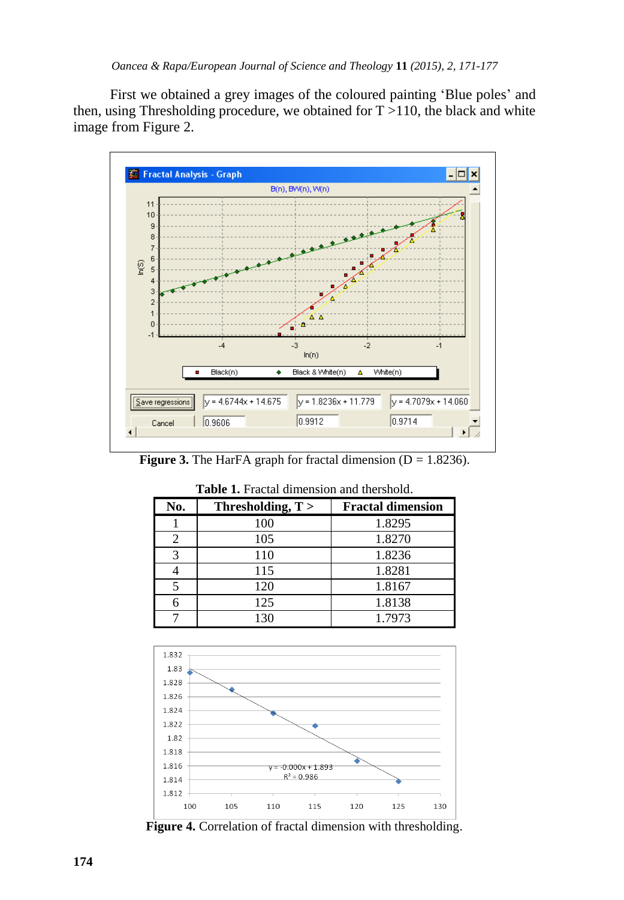First we obtained a grey images of the coloured painting 'Blue poles' and then, using Thresholding procedure, we obtained for T >110, the black and white image from Figure 2.

**Figure 3.** The HarFA graph for fractal dimension (D = 1.8236).

**Table 1.** Fractal dimension and thershold.

| No. | Thresholding, T > | Fractal dimension |
|---|---|---|
| 1 | 100 | 1.8295 |
| 2 | 105 | 1.8270 |
| 3 | 110 | 1.8236 |
| 4 | 115 | 1.8281 |
| 5 | 120 | 1.8167 |
| 6 | 125 | 1.8138 |
| 7 | 130 | 1.7973 |

**Figure 4.** Correlation of fractal dimension with thresholding.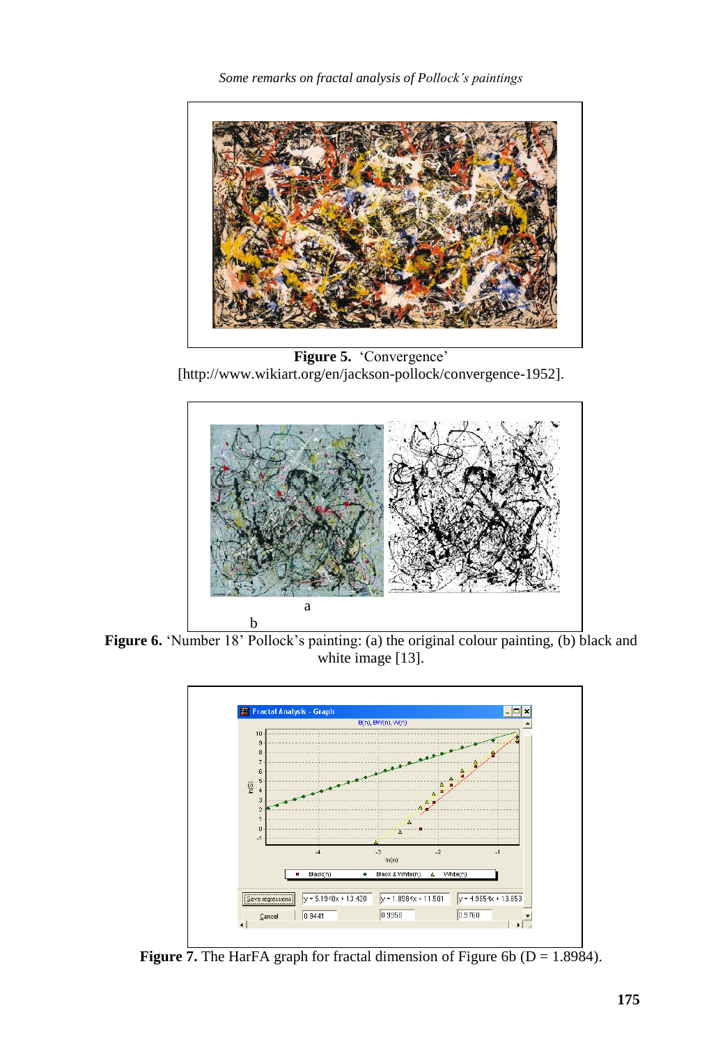**Figure 5.** 'Convergence' [http://www.wikiart.org/en/jackson-pollock/convergence-1952].

**Figure 6.** 'Number 18' Pollock's painting: (a) the original colour painting, (b) black and white image [13].

**Figure 7.** The HarFA graph for fractal dimension of Figure 6b (D = 1.8984).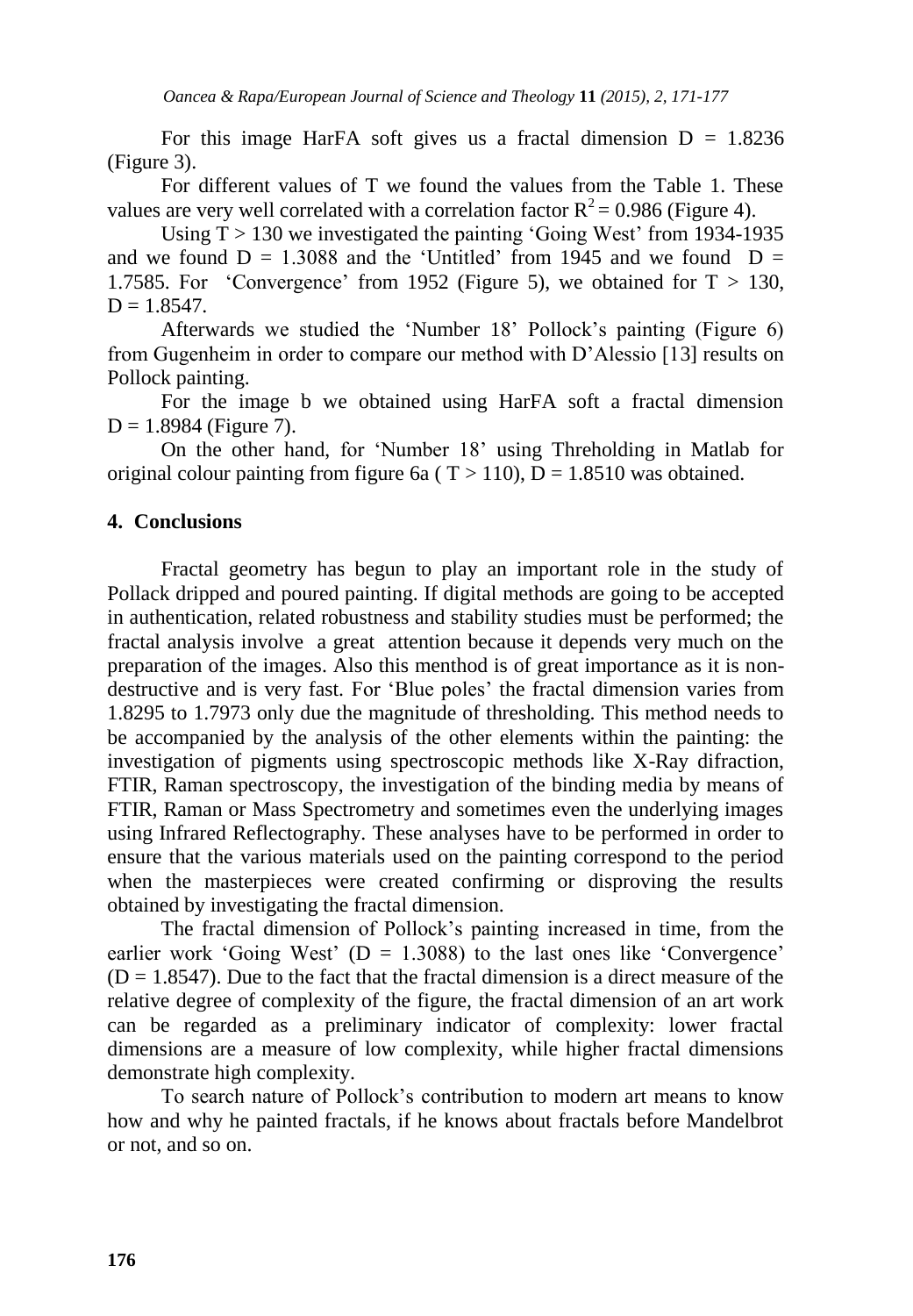For this image HarFA soft gives us a fractal dimension D = 1.8236 (Figure 3).

For different values of T we found the values from the Table 1. These values are very well correlated with a correlation factor $R^2 = 0.986$ (Figure 4).

Using T > 130 we investigated the painting 'Going West' from 1934-1935 and we found D = 1.3088 and the 'Untitled' from 1945 and we found D = 1.7585. For 'Convergence' from 1952 (Figure 5), we obtained for T > 130, D = 1.8547.

Afterwards we studied the 'Number 18' Pollock's painting (Figure 6) from Gugenheim in order to compare our method with D'Alessio [13] results on Pollock painting.

For the image b we obtained using HarFA soft a fractal dimension D = 1.8984 (Figure 7).

On the other hand, for 'Number 18' using Threholding in Matlab for original colour painting from figure 6a ( T > 110), D = 1.8510 was obtained.

## 4. Conclusions

Fractal geometry has begun to play an important role in the study of Pollack dripped and poured painting. If digital methods are going to be accepted in authentication, related robustness and stability studies must be performed; the fractal analysis involve a great attention because it depends very much on the preparation of the images. Also this menthod is of great importance as it is non-destructive and is very fast. For 'Blue poles' the fractal dimension varies from 1.8295 to 1.7973 only due the magnitude of thresholding. This method needs to be accompanied by the analysis of the other elements within the painting: the investigation of pigments using spectroscopic methods like X-Ray difraction, FTIR, Raman spectroscopy, the investigation of the binding media by means of FTIR, Raman or Mass Spectrometry and sometimes even the underlying images using Infrared Reflectography. These analyses have to be performed in order to ensure that the various materials used on the painting correspond to the period when the masterpieces were created confirming or disproving the results obtained by investigating the fractal dimension.

The fractal dimension of Pollock's painting increased in time, from the earlier work 'Going West' (D = 1.3088) to the last ones like 'Convergence' (D = 1.8547). Due to the fact that the fractal dimension is a direct measure of the relative degree of complexity of the figure, the fractal dimension of an art work can be regarded as a preliminary indicator of complexity: lower fractal dimensions are a measure of low complexity, while higher fractal dimensions demonstrate high complexity.

To search nature of Pollock's contribution to modern art means to know how and why he painted fractals, if he knows about fractals before Mandelbrot or not, and so on.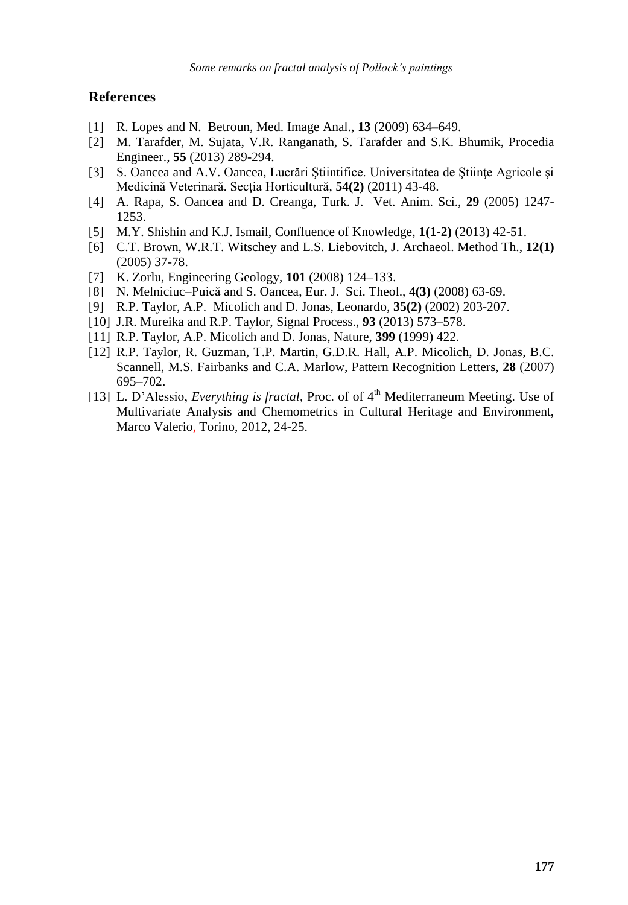## References

[1] R. Lopes and N. Betroun, Med. Image Anal., **13** (2009) 634–649.

[2] M. Tarafder, M. Sujata, V.R. Ranganath, S. Tarafder and S.K. Bhumik, Procedia Engineer., **55** (2013) 289-294.

[3] S. Oancea and A.V. Oancea, Lucrări Ştiintifice. Universitatea de Ştiinţe Agricole şi Medicină Veterinară. Secţia Horticultură, **54(2)** (2011) 43-48.

[4] A. Rapa, S. Oancea and D. Creanga, Turk. J. Vet. Anim. Sci., **29** (2005) 1247-1253.

[5] M.Y. Shishin and K.J. Ismail, Confluence of Knowledge, **1(1-2)** (2013) 42-51.

[6] C.T. Brown, W.R.T. Witschey and L.S. Liebovitch, J. Archaeol. Method Th., **12(1)** (2005) 37-78.

[7] K. Zorlu, Engineering Geology, **101** (2008) 124–133.

[8] N. Melniciuc–Puică and S. Oancea, Eur. J. Sci. Theol., **4(3)** (2008) 63-69.

[9] R.P. Taylor, A.P. Micolich and D. Jonas, Leonardo, **35(2)** (2002) 203-207.

[10] J.R. Mureika and R.P. Taylor, Signal Process., **93** (2013) 573–578.

[11] R.P. Taylor, A.P. Micolich and D. Jonas, Nature, **399** (1999) 422.

[12] R.P. Taylor, R. Guzman, T.P. Martin, G.D.R. Hall, A.P. Micolich, D. Jonas, B.C. Scannell, M.S. Fairbanks and C.A. Marlow, Pattern Recognition Letters, **28** (2007) 695–702.

[13] L. D'Alessio, *Everything is fractal*, Proc. of of 4th Mediterraneum Meeting. Use of Multivariate Analysis and Chemometrics in Cultural Heritage and Environment, Marco Valerio, Torino, 2012, 24-25.